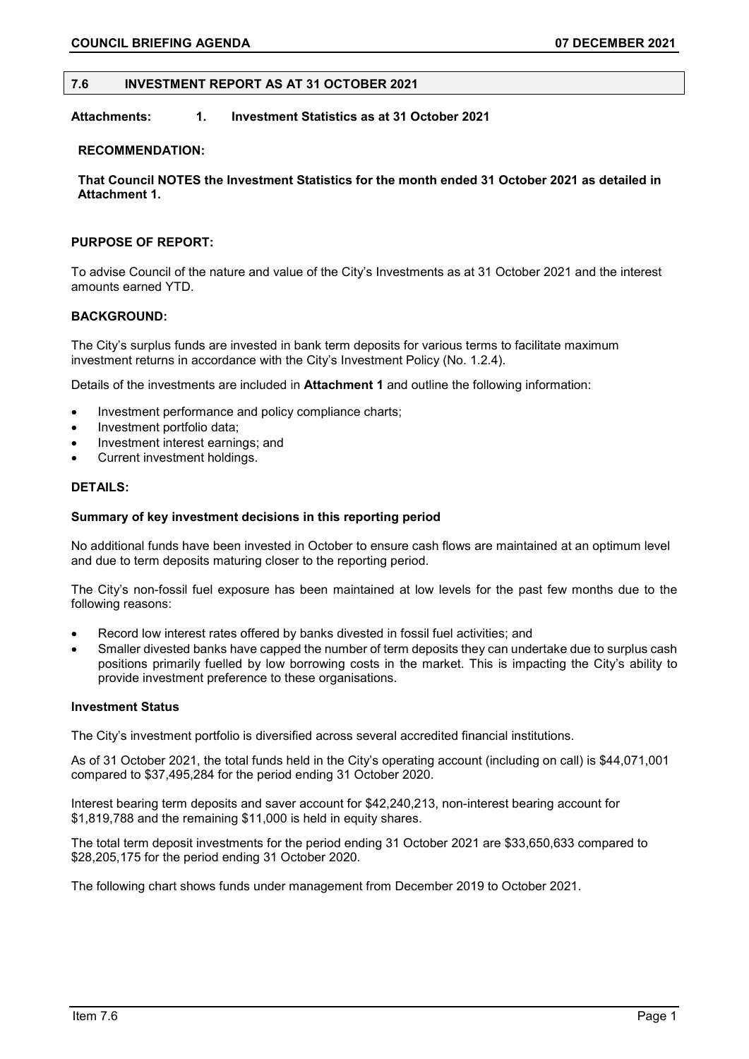## 7.6 INVESTMENT REPORT AS AT 31 OCTOBER 2021

**Attachments: 1. Investment Statistics as at 31 October 2021**

**RECOMMENDATION:**

**That Council NOTES the Investment Statistics for the month ended 31 October 2021 as detailed in Attachment 1.**

**PURPOSE OF REPORT:**

To advise Council of the nature and value of the City's Investments as at 31 October 2021 and the interest amounts earned YTD.

**BACKGROUND:**

The City's surplus funds are invested in bank term deposits for various terms to facilitate maximum investment returns in accordance with the City's Investment Policy (No. 1.2.4).

Details of the investments are included in **Attachment 1** and outline the following information:

- Investment performance and policy compliance charts;
- Investment portfolio data;
- Investment interest earnings; and
- Current investment holdings.

**DETAILS:**

**Summary of key investment decisions in this reporting period**

No additional funds have been invested in October to ensure cash flows are maintained at an optimum level and due to term deposits maturing closer to the reporting period.

The City's non-fossil fuel exposure has been maintained at low levels for the past few months due to the following reasons:

- Record low interest rates offered by banks divested in fossil fuel activities; and
- Smaller divested banks have capped the number of term deposits they can undertake due to surplus cash positions primarily fuelled by low borrowing costs in the market. This is impacting the City's ability to provide investment preference to these organisations.

**Investment Status**

The City's investment portfolio is diversified across several accredited financial institutions.

As of 31 October 2021, the total funds held in the City's operating account (including on call) is $44,071,001 compared to $37,495,284 for the period ending 31 October 2020.

Interest bearing term deposits and saver account for $42,240,213, non-interest bearing account for $1,819,788 and the remaining $11,000 is held in equity shares.

The total term deposit investments for the period ending 31 October 2021 are $33,650,633 compared to $28,205,175 for the period ending 31 October 2020.

The following chart shows funds under management from December 2019 to October 2021.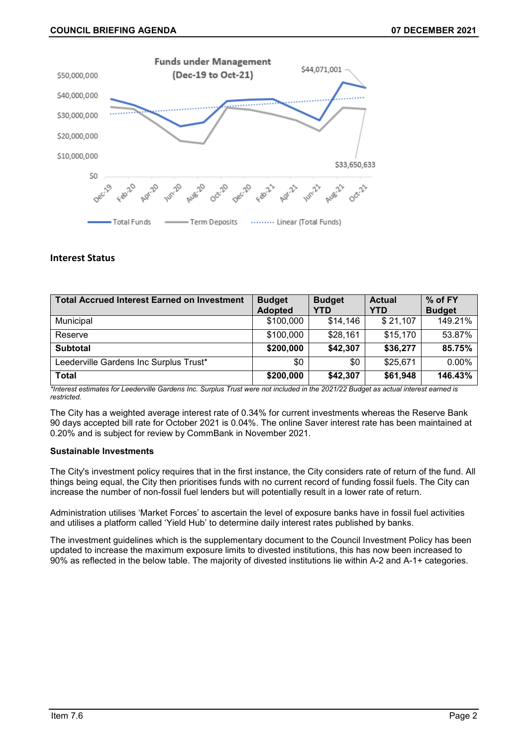Funds under Management (Dec-19 to Oct-21)

$44,071,001

$33,650,633

Total Funds — Term Deposits — Linear (Total Funds)

### Interest Status

| Total Accrued Interest Earned on Investment | Budget Adopted | Budget YTD | Actual YTD | % of FY Budget |
|---|---|---|---|---|
| Municipal | $100,000 | $14,146 | $ 21,107 | 149.21% |
| Reserve | $100,000 | $28,161 | $15,170 | 53.87% |
| **Subtotal** | **$200,000** | **$42,307** | **$36,277** | **85.75%** |
| Leederville Gardens Inc Surplus Trust* | $0 | $0 | $25,671 | 0.00% |
| **Total** | **$200,000** | **$42,307** | **$61,948** | **146.43%** |

*\*Interest estimates for Leederville Gardens Inc. Surplus Trust were not included in the 2021/22 Budget as actual interest earned is restricted.*

The City has a weighted average interest rate of 0.34% for current investments whereas the Reserve Bank 90 days accepted bill rate for October 2021 is 0.04%. The online Saver interest rate has been maintained at 0.20% and is subject for review by CommBank in November 2021.

**Sustainable Investments**

The City's investment policy requires that in the first instance, the City considers rate of return of the fund. All things being equal, the City then prioritises funds with no current record of funding fossil fuels. The City can increase the number of non-fossil fuel lenders but will potentially result in a lower rate of return.

Administration utilises 'Market Forces' to ascertain the level of exposure banks have in fossil fuel activities and utilises a platform called 'Yield Hub' to determine daily interest rates published by banks.

The investment guidelines which is the supplementary document to the Council Investment Policy has been updated to increase the maximum exposure limits to divested institutions, this has now been increased to 90% as reflected in the below table. The majority of divested institutions lie within A-2 and A-1+ categories.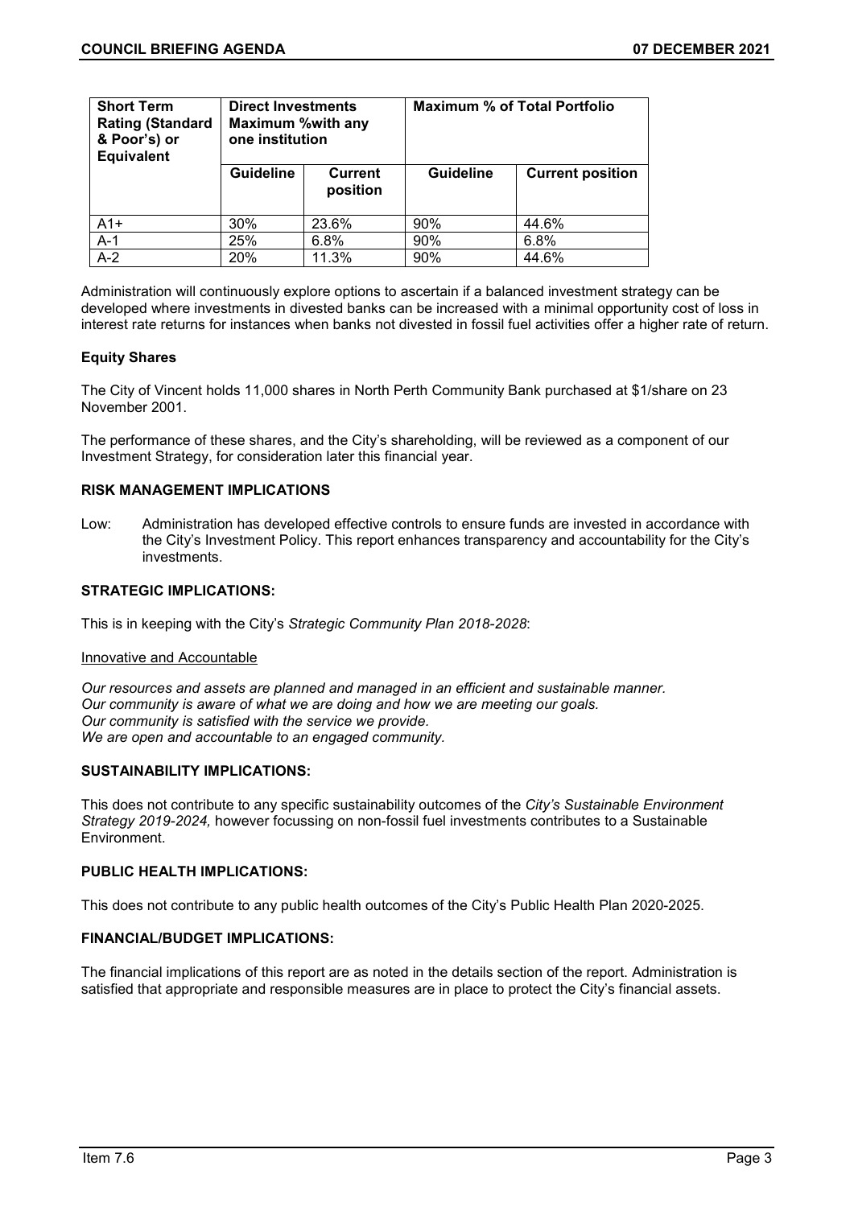| Short Term Rating (Standard & Poor's) or Equivalent | Direct Investments Maximum %with any one institution | | Maximum % of Total Portfolio | |
|---|---|---|---|---|
| | Guideline | Current position | Guideline | Current position |
| A1+ | 30% | 23.6% | 90% | 44.6% |
| A-1 | 25% | 6.8% | 90% | 6.8% |
| A-2 | 20% | 11.3% | 90% | 44.6% |

Administration will continuously explore options to ascertain if a balanced investment strategy can be developed where investments in divested banks can be increased with a minimal opportunity cost of loss in interest rate returns for instances when banks not divested in fossil fuel activities offer a higher rate of return.

**Equity Shares**

The City of Vincent holds 11,000 shares in North Perth Community Bank purchased at $1/share on 23 November 2001.

The performance of these shares, and the City's shareholding, will be reviewed as a component of our Investment Strategy, for consideration later this financial year.

**RISK MANAGEMENT IMPLICATIONS**

Low: Administration has developed effective controls to ensure funds are invested in accordance with the City's Investment Policy. This report enhances transparency and accountability for the City's investments.

**STRATEGIC IMPLICATIONS:**

This is in keeping with the City's *Strategic Community Plan 2018-2028*:

Innovative and Accountable

*Our resources and assets are planned and managed in an efficient and sustainable manner.*
*Our community is aware of what we are doing and how we are meeting our goals.*
*Our community is satisfied with the service we provide.*
*We are open and accountable to an engaged community.*

**SUSTAINABILITY IMPLICATIONS:**

This does not contribute to any specific sustainability outcomes of the *City's Sustainable Environment Strategy 2019-2024,* however focussing on non-fossil fuel investments contributes to a Sustainable Environment.

**PUBLIC HEALTH IMPLICATIONS:**

This does not contribute to any public health outcomes of the City's Public Health Plan 2020-2025.

**FINANCIAL/BUDGET IMPLICATIONS:**

The financial implications of this report are as noted in the details section of the report. Administration is satisfied that appropriate and responsible measures are in place to protect the City's financial assets.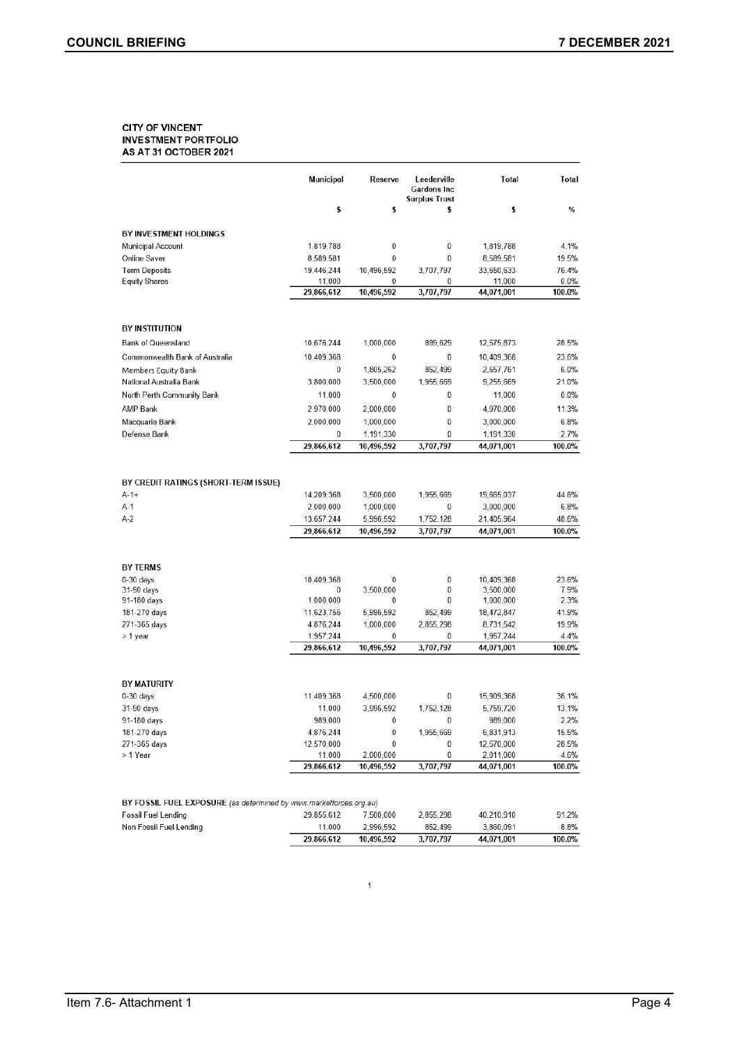**CITY OF VINCENT**
**INVESTMENT PORTFOLIO**
**AS AT 31 OCTOBER 2021**

| | Municipal | Reserve | Leederville Gardens Inc Surplus Trust | Total | Total |
|---|---|---|---|---|---|
| | $ | $ | $ | $ | % |
| **BY INVESTMENT HOLDINGS** | | | | | |
| Municipal Account | 1,819,788 | 0 | 0 | 1,819,788 | 4.1% |
| Online Saver | 8,589,581 | 0 | 0 | 8,589,581 | 19.5% |
| Term Deposits | 19,446,244 | 10,496,592 | 3,707,797 | 33,650,633 | 76.4% |
| Equity Shares | 11,000 | 0 | 0 | 11,000 | 0.0% |
| | **29,866,612** | **10,496,592** | **3,707,797** | **44,071,001** | **100.0%** |
| **BY INSTITUTION** | | | | | |
| Bank of Queensland | 10,676,244 | 1,000,000 | 899,629 | 12,575,873 | 28.5% |
| Commonwealth Bank of Australia | 10,409,368 | 0 | 0 | 10,409,368 | 23.6% |
| Members Equity Bank | 0 | 1,805,262 | 852,499 | 2,657,761 | 6.0% |
| National Australia Bank | 3,800,000 | 3,500,000 | 1,955,669 | 9,255,669 | 21.0% |
| North Perth Community Bank | 11,000 | 0 | 0 | 11,000 | 0.0% |
| AMP Bank | 2,970,000 | 2,000,000 | 0 | 4,970,000 | 11.3% |
| Macquarie Bank | 2,000,000 | 1,000,000 | 0 | 3,000,000 | 6.8% |
| Defense Bank | 0 | 1,191,330 | 0 | 1,191,330 | 2.7% |
| | **29,866,612** | **10,496,592** | **3,707,797** | **44,071,001** | **100.0%** |
| **BY CREDIT RATINGS (SHORT-TERM ISSUE)** | | | | | |
| A-1+ | 14,209,368 | 3,500,000 | 1,955,669 | 19,665,037 | 44.6% |
| A-1 | 2,000,000 | 1,000,000 | 0 | 3,000,000 | 6.8% |
| A-2 | 13,657,244 | 5,996,592 | 1,752,128 | 21,405,964 | 48.6% |
| | **29,866,612** | **10,496,592** | **3,707,797** | **44,071,001** | **100.0%** |
| **BY TERMS** | | | | | |
| 0-30 days | 10,409,368 | 0 | 0 | 10,409,368 | 23.6% |
| 31-90 days | 0 | 3,500,000 | 0 | 3,500,000 | 7.9% |
| 91-180 days | 1,000,000 | 0 | 0 | 1,000,000 | 2.3% |
| 181-270 days | 11,623,756 | 5,996,592 | 852,499 | 18,472,847 | 41.9% |
| 271-365 days | 4,876,244 | 1,000,000 | 2,855,298 | 8,731,542 | 19.9% |
| > 1 year | 1,957,244 | 0 | 0 | 1,957,244 | 4.4% |
| | **29,866,612** | **10,496,592** | **3,707,797** | **44,071,001** | **100.0%** |
| **BY MATURITY** | | | | | |
| 0-30 days | 11,409,368 | 4,500,000 | 0 | 15,909,368 | 36.1% |
| 31-90 days | 11,000 | 3,996,592 | 1,752,128 | 5,759,720 | 13.1% |
| 91-180 days | 989,000 | 0 | 0 | 989,000 | 2.2% |
| 181-270 days | 4,876,244 | 0 | 1,955,669 | 6,831,913 | 15.5% |
| 271-365 days | 12,570,000 | 0 | 0 | 12,570,000 | 28.5% |
| > 1 Year | 11,000 | 2,000,000 | 0 | 2,011,000 | 4.6% |
| | **29,866,612** | **10,496,592** | **3,707,797** | **44,071,001** | **100.0%** |
| **BY FOSSIL FUEL EXPOSURE** *(as determined by www.marketforces.org.au)* | | | | | |
| Fossil Fuel Lending | 29,855,612 | 7,500,000 | 2,855,298 | 40,210,910 | 91.2% |
| Non Fossil Fuel Lending | 11,000 | 2,996,592 | 852,499 | 3,860,091 | 8.8% |
| | **29,866,612** | **10,496,592** | **3,707,797** | **44,071,001** | **100.0%** |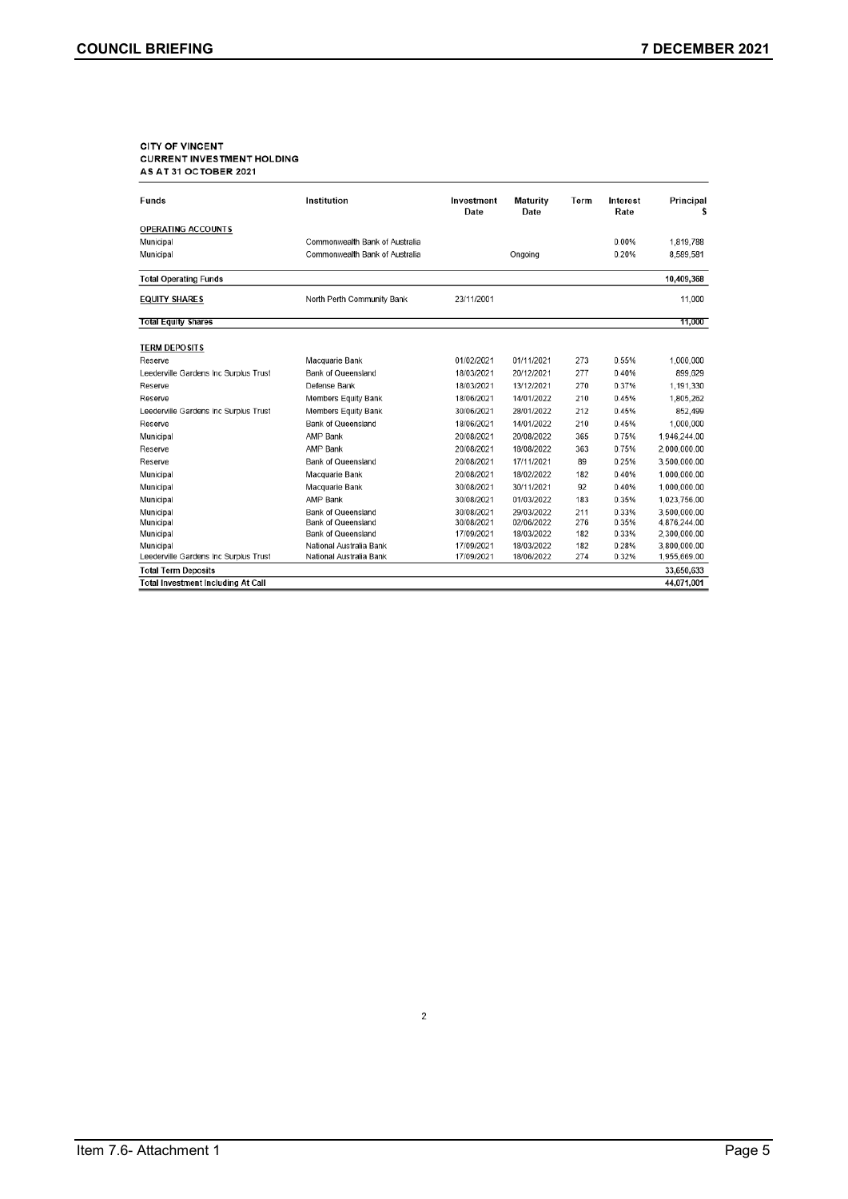**CITY OF VINCENT**
**CURRENT INVESTMENT HOLDING**
**AS AT 31 OCTOBER 2021**

| Funds | Institution | Investment Date | Maturity Date | Term | Interest Rate | Principal $ |
|---|---|---|---|---|---|---|
| **OPERATING ACCOUNTS** | | | | | | |
| Municipal | Commonwealth Bank of Australia | | | | 0.00% | 1,819,788 |
| Municipal | Commonwealth Bank of Australia | | Ongoing | | 0.20% | 8,589,581 |
| **Total Operating Funds** | | | | | | 10,409,368 |
| **EQUITY SHARES** | North Perth Community Bank | 23/11/2001 | | | | 11,000 |
| **Total Equity Shares** | | | | | | 11,000 |
| **TERM DEPOSITS** | | | | | | |
| Reserve | Macquarie Bank | 01/02/2021 | 01/11/2021 | 273 | 0.55% | 1,000,000 |
| Leederville Gardens Inc Surplus Trust | Bank of Queensland | 18/03/2021 | 20/12/2021 | 277 | 0.40% | 899,629 |
| Reserve | Defense Bank | 18/03/2021 | 13/12/2021 | 270 | 0.37% | 1,191,330 |
| Reserve | Members Equity Bank | 18/06/2021 | 14/01/2022 | 210 | 0.45% | 1,805,262 |
| Leederville Gardens Inc Surplus Trust | Members Equity Bank | 30/06/2021 | 28/01/2022 | 212 | 0.45% | 852,499 |
| Reserve | Bank of Queensland | 18/06/2021 | 14/01/2022 | 210 | 0.45% | 1,000,000 |
| Municipal | AMP Bank | 20/08/2021 | 20/08/2022 | 365 | 0.75% | 1,946,244.00 |
| Reserve | AMP Bank | 20/08/2021 | 18/08/2022 | 363 | 0.75% | 2,000,000.00 |
| Reserve | Bank of Queensland | 20/08/2021 | 17/11/2021 | 89 | 0.25% | 3,500,000.00 |
| Municipal | Macquarie Bank | 20/08/2021 | 18/02/2022 | 182 | 0.40% | 1,000,000.00 |
| Municipal | Macquarie Bank | 30/08/2021 | 30/11/2021 | 92 | 0.40% | 1,000,000.00 |
| Municipal | AMP Bank | 30/08/2021 | 01/03/2022 | 183 | 0.35% | 1,023,756.00 |
| Municipal | Bank of Queensland | 30/08/2021 | 29/03/2022 | 211 | 0.33% | 3,500,000.00 |
| Municipal | Bank of Queensland | 30/08/2021 | 02/06/2022 | 276 | 0.35% | 4,876,244.00 |
| Municipal | Bank of Queensland | 17/09/2021 | 18/03/2022 | 182 | 0.33% | 2,300,000.00 |
| Municipal | National Australia Bank | 17/09/2021 | 18/03/2022 | 182 | 0.28% | 3,800,000.00 |
| Leederville Gardens Inc Surplus Trust | National Australia Bank | 17/09/2021 | 18/06/2022 | 274 | 0.32% | 1,955,669.00 |
| **Total Term Deposits** | | | | | | 33,650,633 |
| **Total Investment Including At Call** | | | | | | 44,071,001 |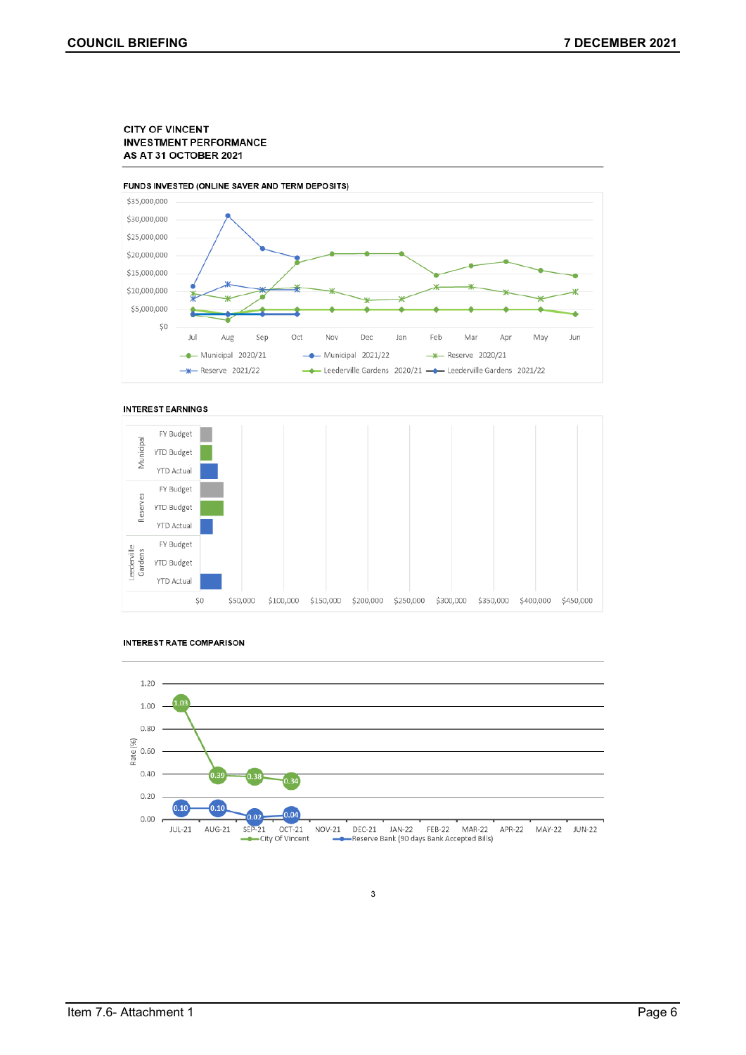CITY OF VINCENT
INVESTMENT PERFORMANCE
AS AT 31 OCTOBER 2021

FUNDS INVESTED (ONLINE SAVER AND TERM DEPOSITS)

$35,000,000
$30,000,000
$25,000,000
$20,000,000
$15,000,000
$10,000,000
$5,000,000
$0

Jul Aug Sep Oct Nov Dec Jan Feb Mar Apr May Jun

Municipal 2020/21 — Municipal 2021/22 — Reserve 2020/21 — Reserve 2021/22 — Leederville Gardens 2020/21 — Leederville Gardens 2021/22

INTEREST EARNINGS

Municipal: FY Budget, YTD Budget, YTD Actual
Reserves: FY Budget, YTD Budget, YTD Actual
Leederville Gardens: FY Budget, YTD Budget, YTD Actual

$0 $50,000 $100,000 $150,000 $200,000 $250,000 $300,000 $350,000 $400,000 $450,000

INTEREST RATE COMPARISON

Rate (%)

| | JUL-21 | AUG-21 | SEP-21 | OCT-21 | NOV-21 | DEC-21 | JAN-22 | FEB-22 | MAR-22 | APR-22 | MAY-22 | JUN-22 |
|---|---|---|---|---|---|---|---|---|---|---|---|---|
| City Of Vincent | 1.03 | 0.39 | 0.38 | 0.34 | | | | | | | | |
| Reserve Bank (90 days Bank Accepted Bills) | 0.10 | 0.10 | 0.02 | 0.04 | | | | | | | | |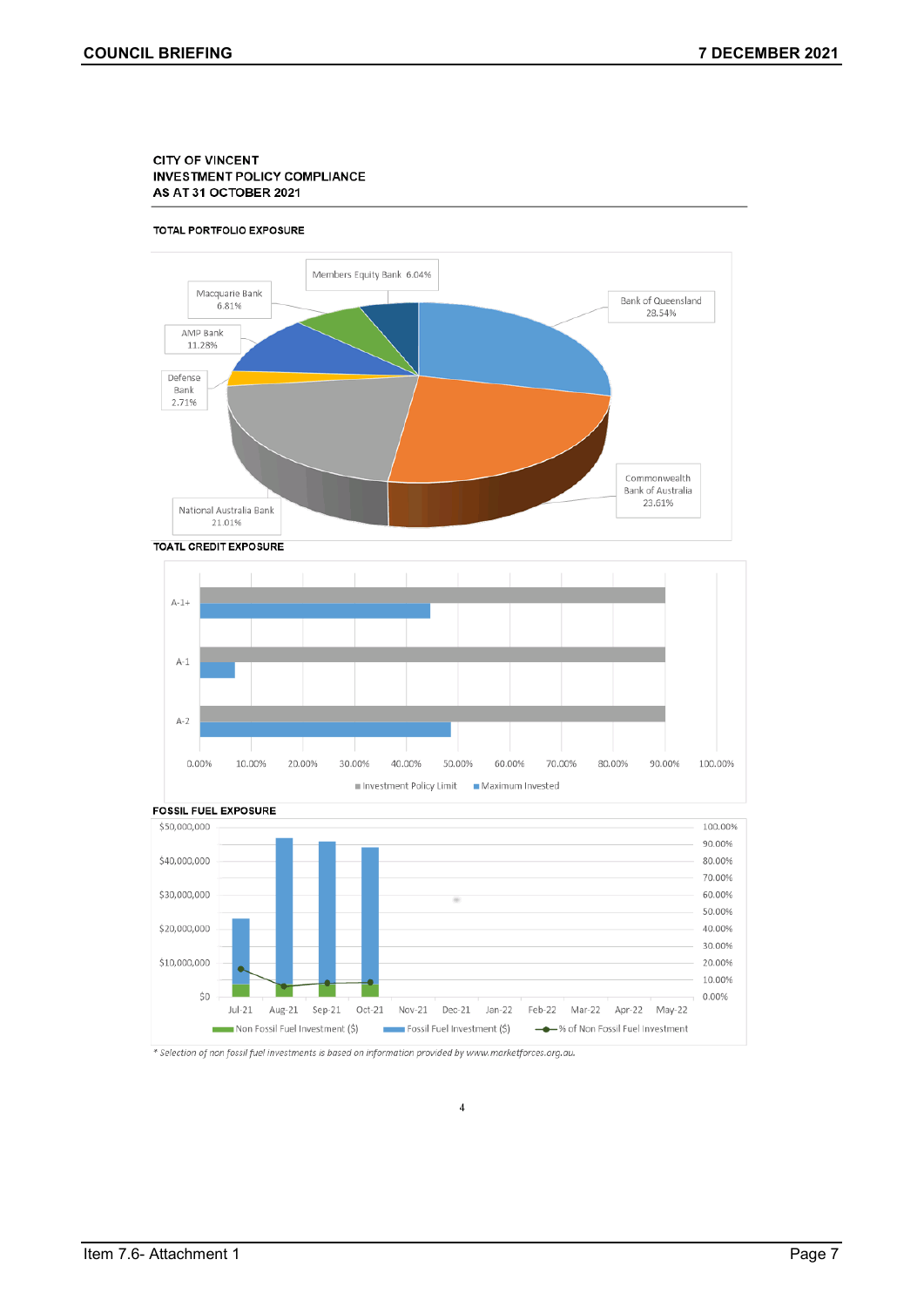**CITY OF VINCENT**
**INVESTMENT POLICY COMPLIANCE**
**AS AT 31 OCTOBER 2021**

**TOTAL PORTFOLIO EXPOSURE**

Members Equity Bank 6.04%
Macquarie Bank 6.81%
AMP Bank 11.28%
Defense Bank 2.71%
Bank of Queensland 28.54%
Commonwealth Bank of Australia 23.61%
National Australia Bank 21.01%

**TOATL CREDIT EXPOSURE**

A-1+
A-1
A-2

0.00% 10.00% 20.00% 30.00% 40.00% 50.00% 60.00% 70.00% 80.00% 90.00% 100.00%

Investment Policy Limit ■ Maximum Invested

**FOSSIL FUEL EXPOSURE**

$50,000,000 $40,000,000 $30,000,000 $20,000,000 $10,000,000 $0

100.00% 90.00% 80.00% 70.00% 60.00% 50.00% 40.00% 30.00% 20.00% 10.00% 0.00%

Jul-21 Aug-21 Sep-21 Oct-21 Nov-21 Dec-21 Jan-22 Feb-22 Mar-22 Apr-22 May-22

Non Fossil Fuel Investment ($) Fossil Fuel Investment ($) % of Non Fossil Fuel Investment

*\* Selection of non fossil fuel investments is based on information provided by www.marketforces.org.au.*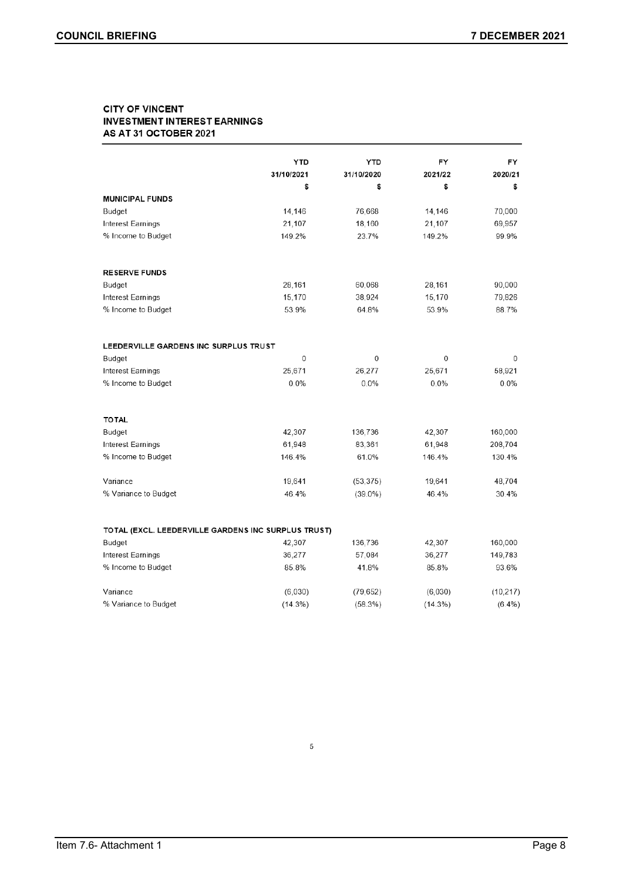**CITY OF VINCENT**
**INVESTMENT INTEREST EARNINGS**
**AS AT 31 OCTOBER 2021**

| | YTD 31/10/2021 $ | YTD 31/10/2020 $ | FY 2021/22 $ | FY 2020/21 $ |
|---|---|---|---|---|
| **MUNICIPAL FUNDS** | | | | |
| Budget | 14,146 | 76,668 | 14,146 | 70,000 |
| Interest Earnings | 21,107 | 18,160 | 21,107 | 69,957 |
| % Income to Budget | 149.2% | 23.7% | 149.2% | 99.9% |
| | | | | |
| **RESERVE FUNDS** | | | | |
| Budget | 28,161 | 60,068 | 28,161 | 90,000 |
| Interest Earnings | 15,170 | 38,924 | 15,170 | 79,826 |
| % Income to Budget | 53.9% | 64.8% | 53.9% | 88.7% |
| | | | | |
| **LEEDERVILLE GARDENS INC SURPLUS TRUST** | | | | |
| Budget | 0 | 0 | 0 | 0 |
| Interest Earnings | 25,671 | 26,277 | 25,671 | 58,921 |
| % Income to Budget | 0.0% | 0.0% | 0.0% | 0.0% |
| | | | | |
| **TOTAL** | | | | |
| Budget | 42,307 | 136,736 | 42,307 | 160,000 |
| Interest Earnings | 61,948 | 83,361 | 61,948 | 208,704 |
| % Income to Budget | 146.4% | 61.0% | 146.4% | 130.4% |
| | | | | |
| Variance | 19,641 | (53,375) | 19,641 | 48,704 |
| % Variance to Budget | 46.4% | (39.0%) | 46.4% | 30.4% |
| | | | | |
| **TOTAL (EXCL. LEEDERVILLE GARDENS INC SURPLUS TRUST)** | | | | |
| Budget | 42,307 | 136,736 | 42,307 | 160,000 |
| Interest Earnings | 36,277 | 57,084 | 36,277 | 149,783 |
| % Income to Budget | 85.8% | 41.8% | 85.8% | 93.6% |
| | | | | |
| Variance | (6,030) | (79,652) | (6,030) | (10,217) |
| % Variance to Budget | (14.3%) | (58.3%) | (14.3%) | (6.4%) |